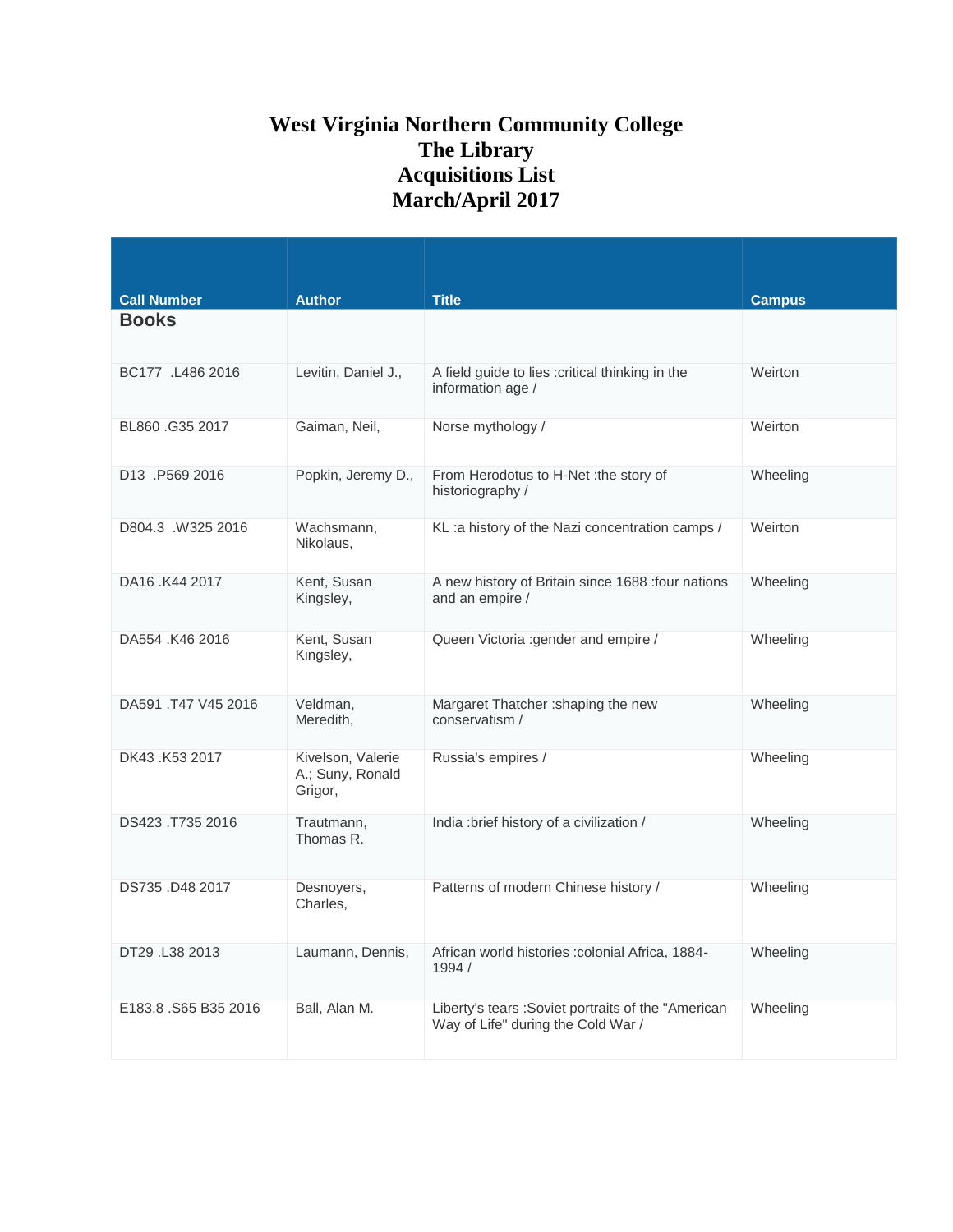# West Virginia Northern Community College
# The Library
# Acquisitions List
# March/April 2017

| Call Number | Author | Title | Campus |
|---|---|---|---|
| **Books** | | | |
| BC177 .L486 2016 | Levitin, Daniel J., | A field guide to lies :critical thinking in the information age / | Weirton |
| BL860 .G35 2017 | Gaiman, Neil, | Norse mythology / | Weirton |
| D13 .P569 2016 | Popkin, Jeremy D., | From Herodotus to H-Net :the story of historiography / | Wheeling |
| D804.3 .W325 2016 | Wachsmann, Nikolaus, | KL :a history of the Nazi concentration camps / | Weirton |
| DA16 .K44 2017 | Kent, Susan Kingsley, | A new history of Britain since 1688 :four nations and an empire / | Wheeling |
| DA554 .K46 2016 | Kent, Susan Kingsley, | Queen Victoria :gender and empire / | Wheeling |
| DA591 .T47 V45 2016 | Veldman, Meredith, | Margaret Thatcher :shaping the new conservatism / | Wheeling |
| DK43 .K53 2017 | Kivelson, Valerie A.; Suny, Ronald Grigor, | Russia's empires / | Wheeling |
| DS423 .T735 2016 | Trautmann, Thomas R. | India :brief history of a civilization / | Wheeling |
| DS735 .D48 2017 | Desnoyers, Charles, | Patterns of modern Chinese history / | Wheeling |
| DT29 .L38 2013 | Laumann, Dennis, | African world histories :colonial Africa, 1884-1994 / | Wheeling |
| E183.8 .S65 B35 2016 | Ball, Alan M. | Liberty's tears :Soviet portraits of the "American Way of Life" during the Cold War / | Wheeling |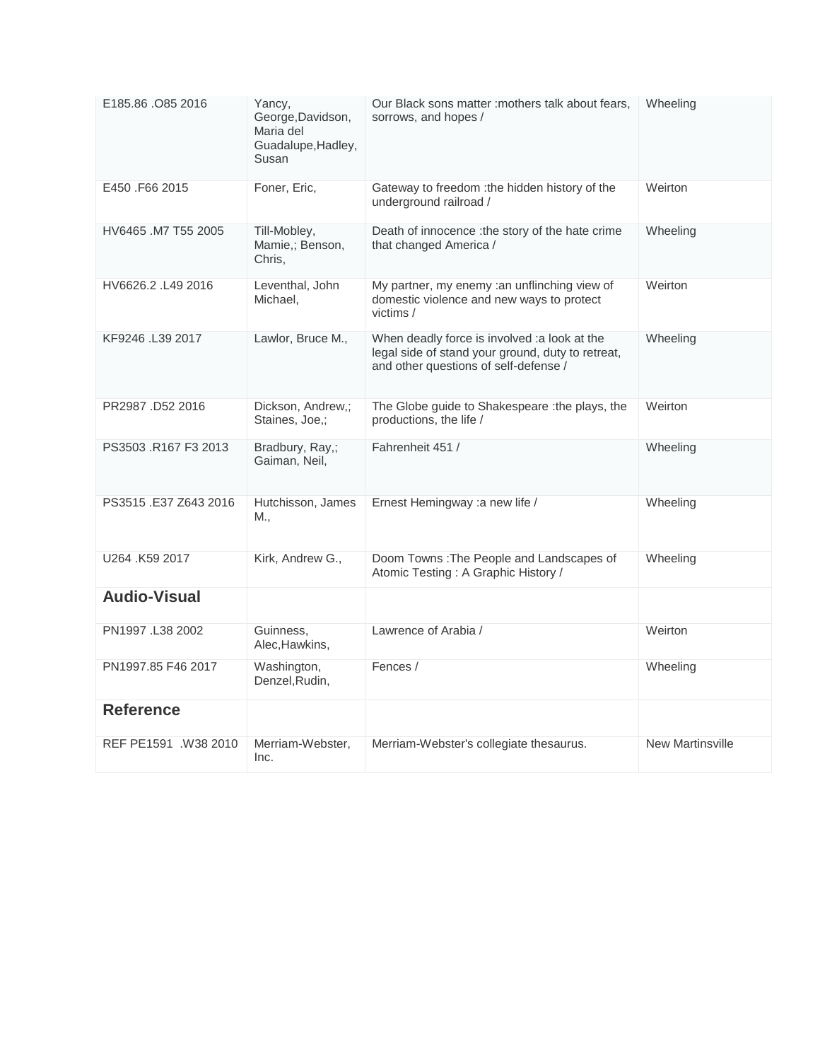| | | | |
|---|---|---|---|
| E185.86 .O85 2016 | Yancy, George,Davidson, Maria del Guadalupe,Hadley, Susan | Our Black sons matter :mothers talk about fears, sorrows, and hopes / | Wheeling |
| E450 .F66 2015 | Foner, Eric, | Gateway to freedom :the hidden history of the underground railroad / | Weirton |
| HV6465 .M7 T55 2005 | Till-Mobley, Mamie,; Benson, Chris, | Death of innocence :the story of the hate crime that changed America / | Wheeling |
| HV6626.2 .L49 2016 | Leventhal, John Michael, | My partner, my enemy :an unflinching view of domestic violence and new ways to protect victims / | Weirton |
| KF9246 .L39 2017 | Lawlor, Bruce M., | When deadly force is involved :a look at the legal side of stand your ground, duty to retreat, and other questions of self-defense / | Wheeling |
| PR2987 .D52 2016 | Dickson, Andrew,; Staines, Joe,; | The Globe guide to Shakespeare :the plays, the productions, the life / | Weirton |
| PS3503 .R167 F3 2013 | Bradbury, Ray,; Gaiman, Neil, | Fahrenheit 451 / | Wheeling |
| PS3515 .E37 Z643 2016 | Hutchisson, James M., | Ernest Hemingway :a new life / | Wheeling |
| U264 .K59 2017 | Kirk, Andrew G., | Doom Towns :The People and Landscapes of Atomic Testing : A Graphic History / | Wheeling |
| **Audio-Visual** | | | |
| PN1997 .L38 2002 | Guinness, Alec,Hawkins, | Lawrence of Arabia / | Weirton |
| PN1997.85 F46 2017 | Washington, Denzel,Rudin, | Fences / | Wheeling |
| **Reference** | | | |
| REF PE1591 .W38 2010 | Merriam-Webster, Inc. | Merriam-Webster's collegiate thesaurus. | New Martinsville |